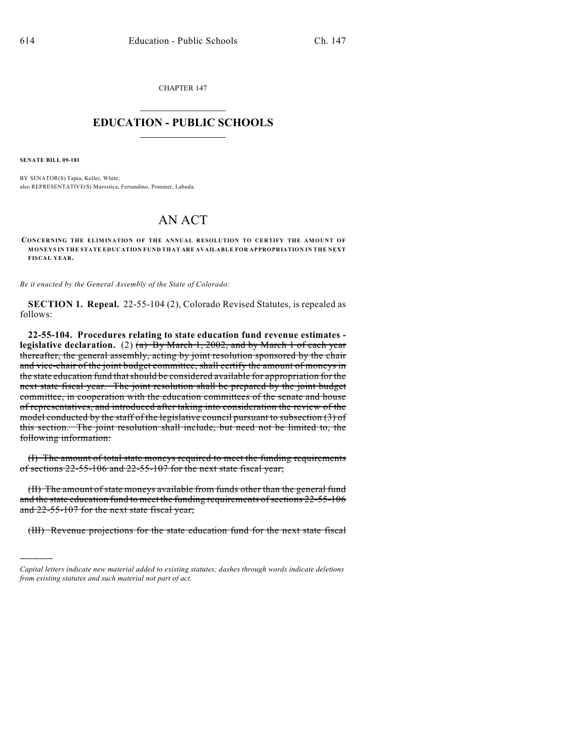CHAPTER 147

# EDUCATION - PUBLIC SCHOOLS

**SENATE BILL 09-181**

BY SENATOR(S) Tapia, Keller, White;
also REPRESENTATIVE(S) Marostica, Ferrandino, Pommer, Labuda.

# AN ACT

**CONCERNING THE ELIMINATION OF THE ANNUAL RESOLUTION TO CERTIFY THE AMOUNT OF MONEYS IN THE STATE EDUCATION FUND THAT ARE AVAILABLE FOR APPROPRIATION IN THE NEXT FISCAL YEAR.**

*Be it enacted by the General Assembly of the State of Colorado:*

**SECTION 1. Repeal.** 22-55-104 (2), Colorado Revised Statutes, is repealed as follows:

**22-55-104. Procedures relating to state education fund revenue estimates - legislative declaration.** (2) ~~(a) By March 1, 2002, and by March 1 of each year thereafter, the general assembly, acting by joint resolution sponsored by the chair and vice-chair of the joint budget committee, shall certify the amount of moneys in the state education fund that should be considered available for appropriation for the next state fiscal year. The joint resolution shall be prepared by the joint budget committee, in cooperation with the education committees of the senate and house of representatives, and introduced after taking into consideration the review of the model conducted by the staff of the legislative council pursuant to subsection (3) of this section. The joint resolution shall include, but need not be limited to, the following information:~~

~~(I) The amount of total state moneys required to meet the funding requirements of sections 22-55-106 and 22-55-107 for the next state fiscal year;~~

~~(II) The amount of state moneys available from funds other than the general fund and the state education fund to meet the funding requirements of sections 22-55-106 and 22-55-107 for the next state fiscal year;~~

~~(III) Revenue projections for the state education fund for the next state fiscal~~

---

*Capital letters indicate new material added to existing statutes; dashes through words indicate deletions from existing statutes and such material not part of act.*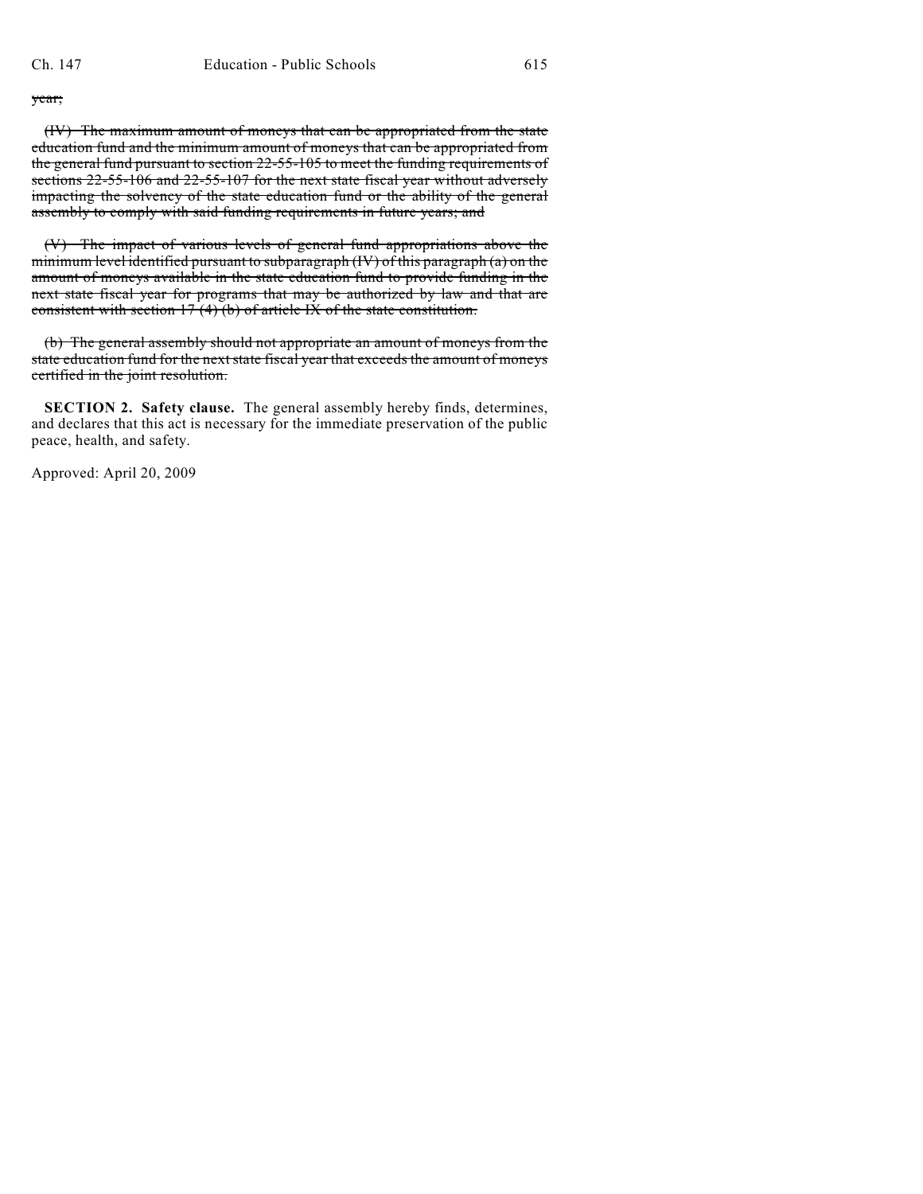~~year;~~

~~(IV) The maximum amount of moneys that can be appropriated from the state education fund and the minimum amount of moneys that can be appropriated from the general fund pursuant to section 22-55-105 to meet the funding requirements of sections 22-55-106 and 22-55-107 for the next state fiscal year without adversely impacting the solvency of the state education fund or the ability of the general assembly to comply with said funding requirements in future years; and~~

~~(V) The impact of various levels of general fund appropriations above the minimum level identified pursuant to subparagraph (IV) of this paragraph (a) on the amount of moneys available in the state education fund to provide funding in the next state fiscal year for programs that may be authorized by law and that are consistent with section 17 (4) (b) of article IX of the state constitution.~~

~~(b) The general assembly should not appropriate an amount of moneys from the state education fund for the next state fiscal year that exceeds the amount of moneys certified in the joint resolution.~~

**SECTION 2. Safety clause.** The general assembly hereby finds, determines, and declares that this act is necessary for the immediate preservation of the public peace, health, and safety.

Approved: April 20, 2009